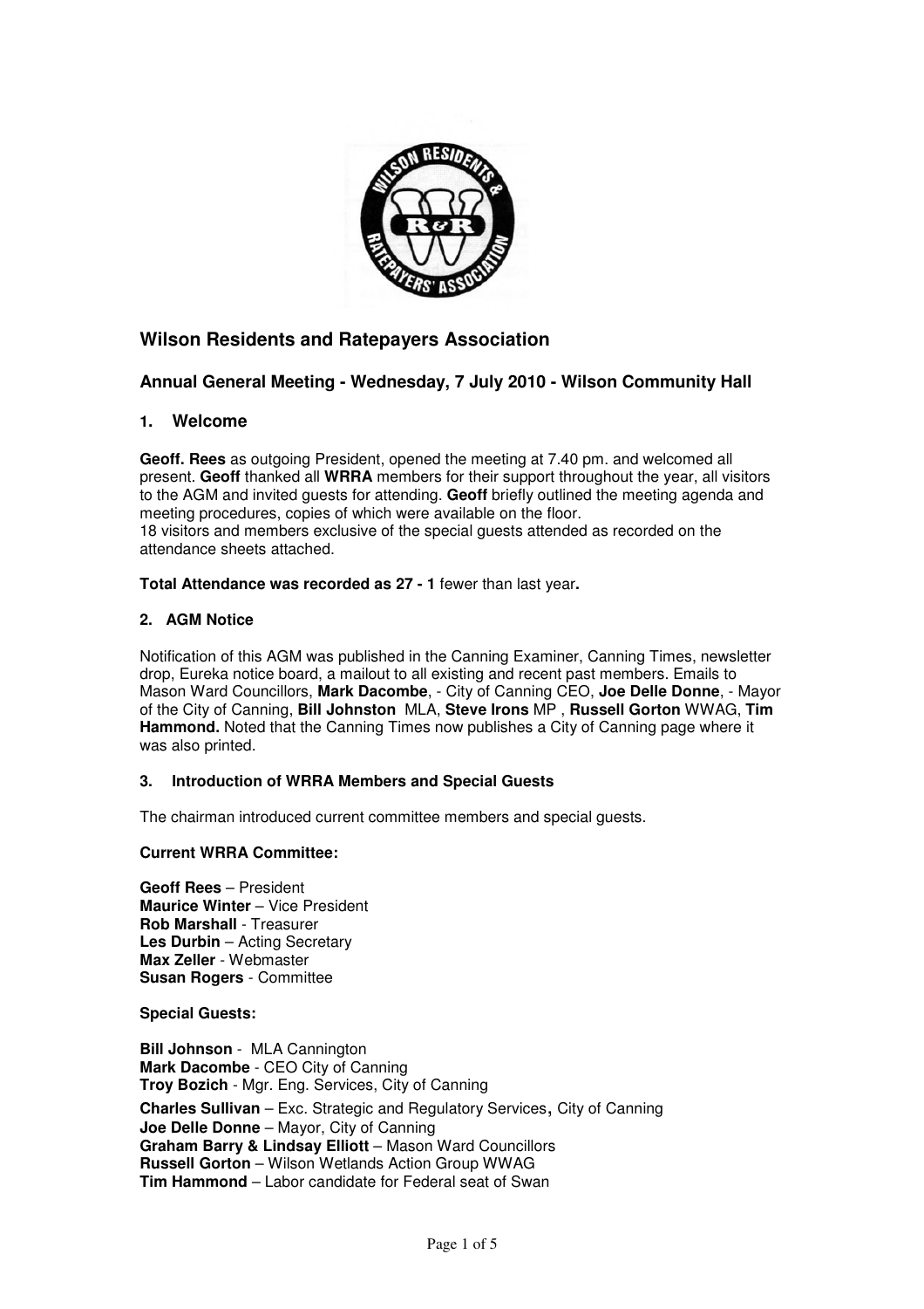# Wilson Residents and Ratepayers Association

## Annual General Meeting - Wednesday, 7 July 2010 - Wilson Community Hall

### 1. Welcome

**Geoff. Rees** as outgoing President, opened the meeting at 7.40 pm. and welcomed all present. **Geoff** thanked all **WRRA** members for their support throughout the year, all visitors to the AGM and invited guests for attending. **Geoff** briefly outlined the meeting agenda and meeting procedures, copies of which were available on the floor.
18 visitors and members exclusive of the special guests attended as recorded on the attendance sheets attached.

**Total Attendance was recorded as 27 - 1** fewer than last year**.**

### 2. AGM Notice

Notification of this AGM was published in the Canning Examiner, Canning Times, newsletter drop, Eureka notice board, a mailout to all existing and recent past members. Emails to Mason Ward Councillors, **Mark Dacombe**, - City of Canning CEO, **Joe Delle Donne**, - Mayor of the City of Canning, **Bill Johnston** MLA, **Steve Irons** MP , **Russell Gorton** WWAG, **Tim Hammond.** Noted that the Canning Times now publishes a City of Canning page where it was also printed.

### 3. Introduction of WRRA Members and Special Guests

The chairman introduced current committee members and special guests.

**Current WRRA Committee:**

**Geoff Rees** – President
**Maurice Winter** – Vice President
**Rob Marshall** - Treasurer
**Les Durbin** – Acting Secretary
**Max Zeller** - Webmaster
**Susan Rogers** - Committee

**Special Guests:**

**Bill Johnson** - MLA Cannington
**Mark Dacombe** - CEO City of Canning
**Troy Bozich** - Mgr. Eng. Services, City of Canning
**Charles Sullivan** – Exc. Strategic and Regulatory Services**,** City of Canning
**Joe Delle Donne** – Mayor, City of Canning
**Graham Barry & Lindsay Elliott** – Mason Ward Councillors
**Russell Gorton** – Wilson Wetlands Action Group WWAG
**Tim Hammond** – Labor candidate for Federal seat of Swan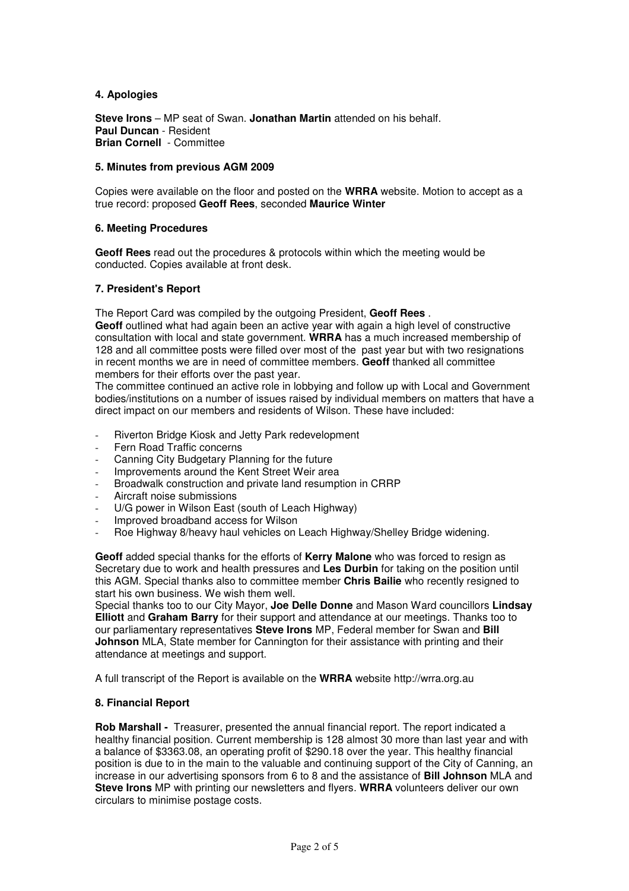#### 4. Apologies

**Steve Irons** – MP seat of Swan. **Jonathan Martin** attended on his behalf.
**Paul Duncan** - Resident
**Brian Cornell** - Committee

#### 5. Minutes from previous AGM 2009

Copies were available on the floor and posted on the **WRRA** website. Motion to accept as a true record: proposed **Geoff Rees**, seconded **Maurice Winter**

#### 6. Meeting Procedures

**Geoff Rees** read out the procedures & protocols within which the meeting would be conducted. Copies available at front desk.

#### 7. President's Report

The Report Card was compiled by the outgoing President, **Geoff Rees** .
**Geoff** outlined what had again been an active year with again a high level of constructive consultation with local and state government. **WRRA** has a much increased membership of 128 and all committee posts were filled over most of the past year but with two resignations in recent months we are in need of committee members. **Geoff** thanked all committee members for their efforts over the past year.
The committee continued an active role in lobbying and follow up with Local and Government bodies/institutions on a number of issues raised by individual members on matters that have a direct impact on our members and residents of Wilson. These have included:

- Riverton Bridge Kiosk and Jetty Park redevelopment
- Fern Road Traffic concerns
- Canning City Budgetary Planning for the future
- Improvements around the Kent Street Weir area
- Broadwalk construction and private land resumption in CRRP
- Aircraft noise submissions
- U/G power in Wilson East (south of Leach Highway)
- Improved broadband access for Wilson
- Roe Highway 8/heavy haul vehicles on Leach Highway/Shelley Bridge widening.

**Geoff** added special thanks for the efforts of **Kerry Malone** who was forced to resign as Secretary due to work and health pressures and **Les Durbin** for taking on the position until this AGM. Special thanks also to committee member **Chris Bailie** who recently resigned to start his own business. We wish them well.
Special thanks too to our City Mayor, **Joe Delle Donne** and Mason Ward councillors **Lindsay Elliott** and **Graham Barry** for their support and attendance at our meetings. Thanks too to our parliamentary representatives **Steve Irons** MP, Federal member for Swan and **Bill Johnson** MLA, State member for Cannington for their assistance with printing and their attendance at meetings and support.

A full transcript of the Report is available on the **WRRA** website http://wrra.org.au

#### 8. Financial Report

**Rob Marshall -** Treasurer, presented the annual financial report. The report indicated a healthy financial position. Current membership is 128 almost 30 more than last year and with a balance of $3363.08, an operating profit of $290.18 over the year. This healthy financial position is due to in the main to the valuable and continuing support of the City of Canning, an increase in our advertising sponsors from 6 to 8 and the assistance of **Bill Johnson** MLA and **Steve Irons** MP with printing our newsletters and flyers. **WRRA** volunteers deliver our own circulars to minimise postage costs.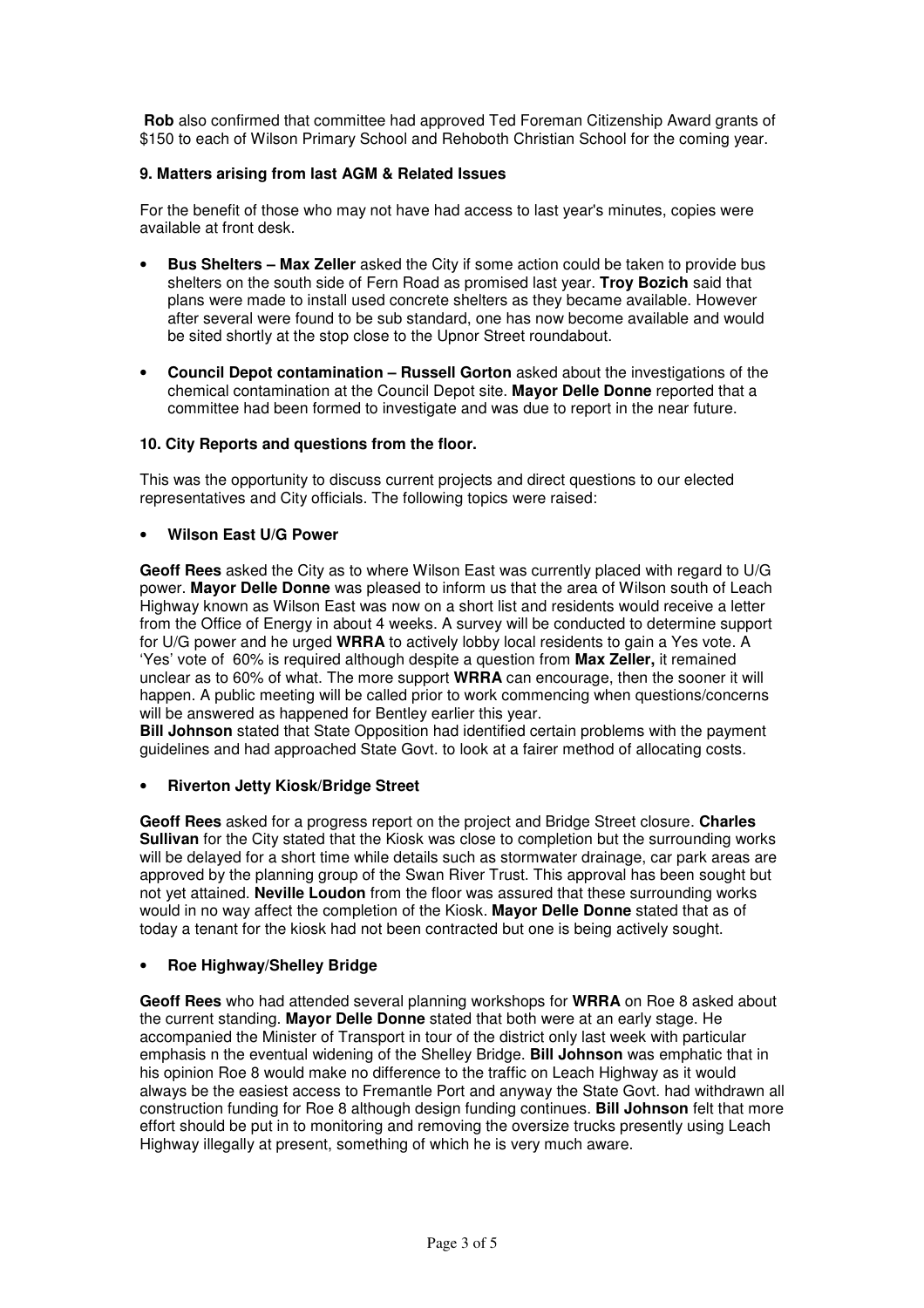**Rob** also confirmed that committee had approved Ted Foreman Citizenship Award grants of $150 to each of Wilson Primary School and Rehoboth Christian School for the coming year.

**9. Matters arising from last AGM & Related Issues**

For the benefit of those who may not have had access to last year's minutes, copies were available at front desk.

- **Bus Shelters – Max Zeller** asked the City if some action could be taken to provide bus shelters on the south side of Fern Road as promised last year. **Troy Bozich** said that plans were made to install used concrete shelters as they became available. However after several were found to be sub standard, one has now become available and would be sited shortly at the stop close to the Upnor Street roundabout.
- **Council Depot contamination – Russell Gorton** asked about the investigations of the chemical contamination at the Council Depot site. **Mayor Delle Donne** reported that a committee had been formed to investigate and was due to report in the near future.

**10. City Reports and questions from the floor.**

This was the opportunity to discuss current projects and direct questions to our elected representatives and City officials. The following topics were raised:

- **Wilson East U/G Power**

**Geoff Rees** asked the City as to where Wilson East was currently placed with regard to U/G power. **Mayor Delle Donne** was pleased to inform us that the area of Wilson south of Leach Highway known as Wilson East was now on a short list and residents would receive a letter from the Office of Energy in about 4 weeks. A survey will be conducted to determine support for U/G power and he urged **WRRA** to actively lobby local residents to gain a Yes vote. A 'Yes' vote of 60% is required although despite a question from **Max Zeller,** it remained unclear as to 60% of what. The more support **WRRA** can encourage, then the sooner it will happen. A public meeting will be called prior to work commencing when questions/concerns will be answered as happened for Bentley earlier this year.
**Bill Johnson** stated that State Opposition had identified certain problems with the payment guidelines and had approached State Govt. to look at a fairer method of allocating costs.

- **Riverton Jetty Kiosk/Bridge Street**

**Geoff Rees** asked for a progress report on the project and Bridge Street closure. **Charles Sullivan** for the City stated that the Kiosk was close to completion but the surrounding works will be delayed for a short time while details such as stormwater drainage, car park areas are approved by the planning group of the Swan River Trust. This approval has been sought but not yet attained. **Neville Loudon** from the floor was assured that these surrounding works would in no way affect the completion of the Kiosk. **Mayor Delle Donne** stated that as of today a tenant for the kiosk had not been contracted but one is being actively sought.

- **Roe Highway/Shelley Bridge**

**Geoff Rees** who had attended several planning workshops for **WRRA** on Roe 8 asked about the current standing. **Mayor Delle Donne** stated that both were at an early stage. He accompanied the Minister of Transport in tour of the district only last week with particular emphasis n the eventual widening of the Shelley Bridge. **Bill Johnson** was emphatic that in his opinion Roe 8 would make no difference to the traffic on Leach Highway as it would always be the easiest access to Fremantle Port and anyway the State Govt. had withdrawn all construction funding for Roe 8 although design funding continues. **Bill Johnson** felt that more effort should be put in to monitoring and removing the oversize trucks presently using Leach Highway illegally at present, something of which he is very much aware.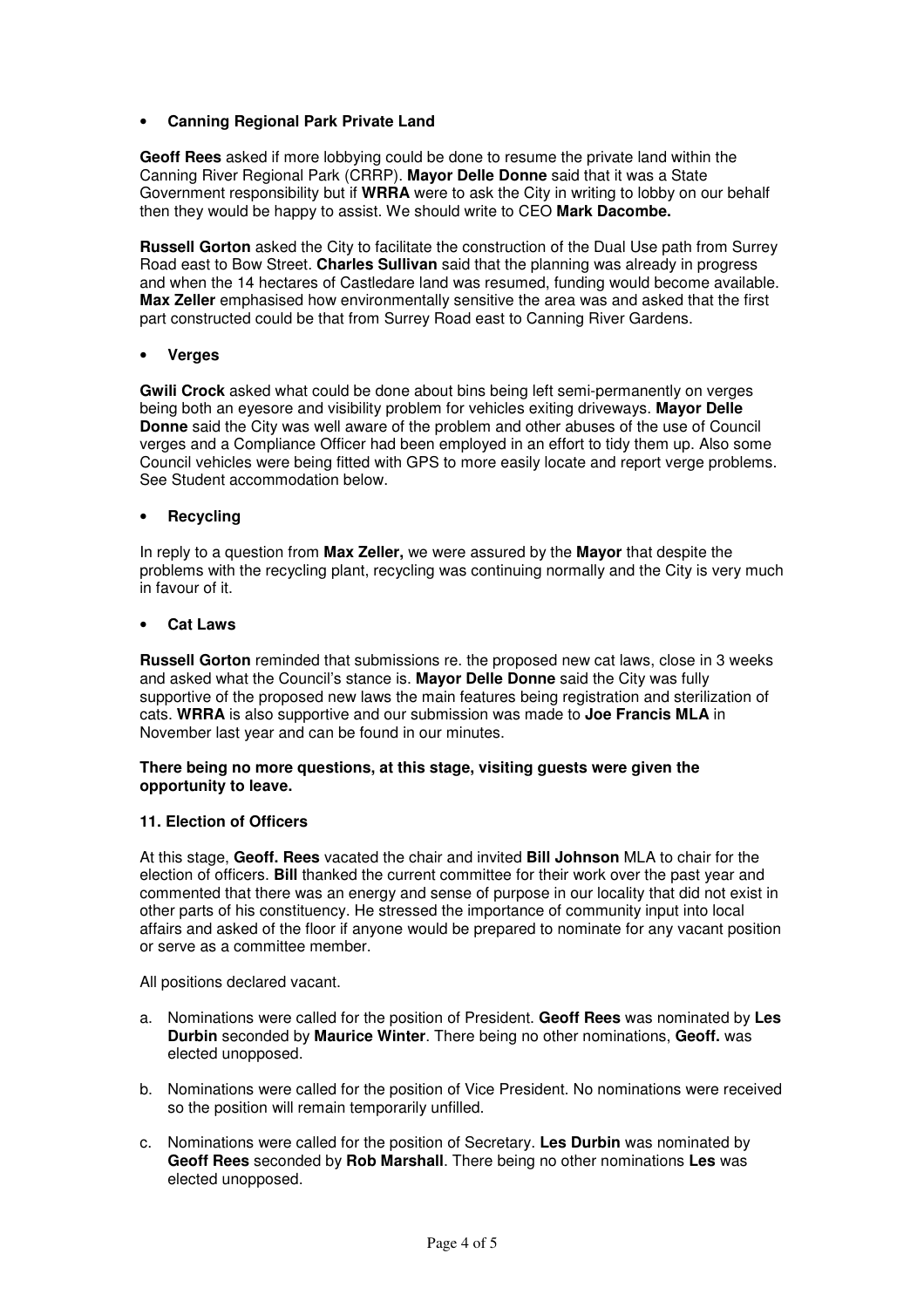- **Canning Regional Park Private Land**

**Geoff Rees** asked if more lobbying could be done to resume the private land within the Canning River Regional Park (CRRP). **Mayor Delle Donne** said that it was a State Government responsibility but if **WRRA** were to ask the City in writing to lobby on our behalf then they would be happy to assist. We should write to CEO **Mark Dacombe.**

**Russell Gorton** asked the City to facilitate the construction of the Dual Use path from Surrey Road east to Bow Street. **Charles Sullivan** said that the planning was already in progress and when the 14 hectares of Castledare land was resumed, funding would become available. **Max Zeller** emphasised how environmentally sensitive the area was and asked that the first part constructed could be that from Surrey Road east to Canning River Gardens.

- **Verges**

**Gwili Crock** asked what could be done about bins being left semi-permanently on verges being both an eyesore and visibility problem for vehicles exiting driveways. **Mayor Delle Donne** said the City was well aware of the problem and other abuses of the use of Council verges and a Compliance Officer had been employed in an effort to tidy them up. Also some Council vehicles were being fitted with GPS to more easily locate and report verge problems. See Student accommodation below.

- **Recycling**

In reply to a question from **Max Zeller,** we were assured by the **Mayor** that despite the problems with the recycling plant, recycling was continuing normally and the City is very much in favour of it.

- **Cat Laws**

**Russell Gorton** reminded that submissions re. the proposed new cat laws, close in 3 weeks and asked what the Council's stance is. **Mayor Delle Donne** said the City was fully supportive of the proposed new laws the main features being registration and sterilization of cats. **WRRA** is also supportive and our submission was made to **Joe Francis MLA** in November last year and can be found in our minutes.

**There being no more questions, at this stage, visiting guests were given the opportunity to leave.**

**11. Election of Officers**

At this stage, **Geoff. Rees** vacated the chair and invited **Bill Johnson** MLA to chair for the election of officers. **Bill** thanked the current committee for their work over the past year and commented that there was an energy and sense of purpose in our locality that did not exist in other parts of his constituency. He stressed the importance of community input into local affairs and asked of the floor if anyone would be prepared to nominate for any vacant position or serve as a committee member.

All positions declared vacant.

a. Nominations were called for the position of President. **Geoff Rees** was nominated by **Les Durbin** seconded by **Maurice Winter**. There being no other nominations, **Geoff.** was elected unopposed.

b. Nominations were called for the position of Vice President. No nominations were received so the position will remain temporarily unfilled.

c. Nominations were called for the position of Secretary. **Les Durbin** was nominated by **Geoff Rees** seconded by **Rob Marshall**. There being no other nominations **Les** was elected unopposed.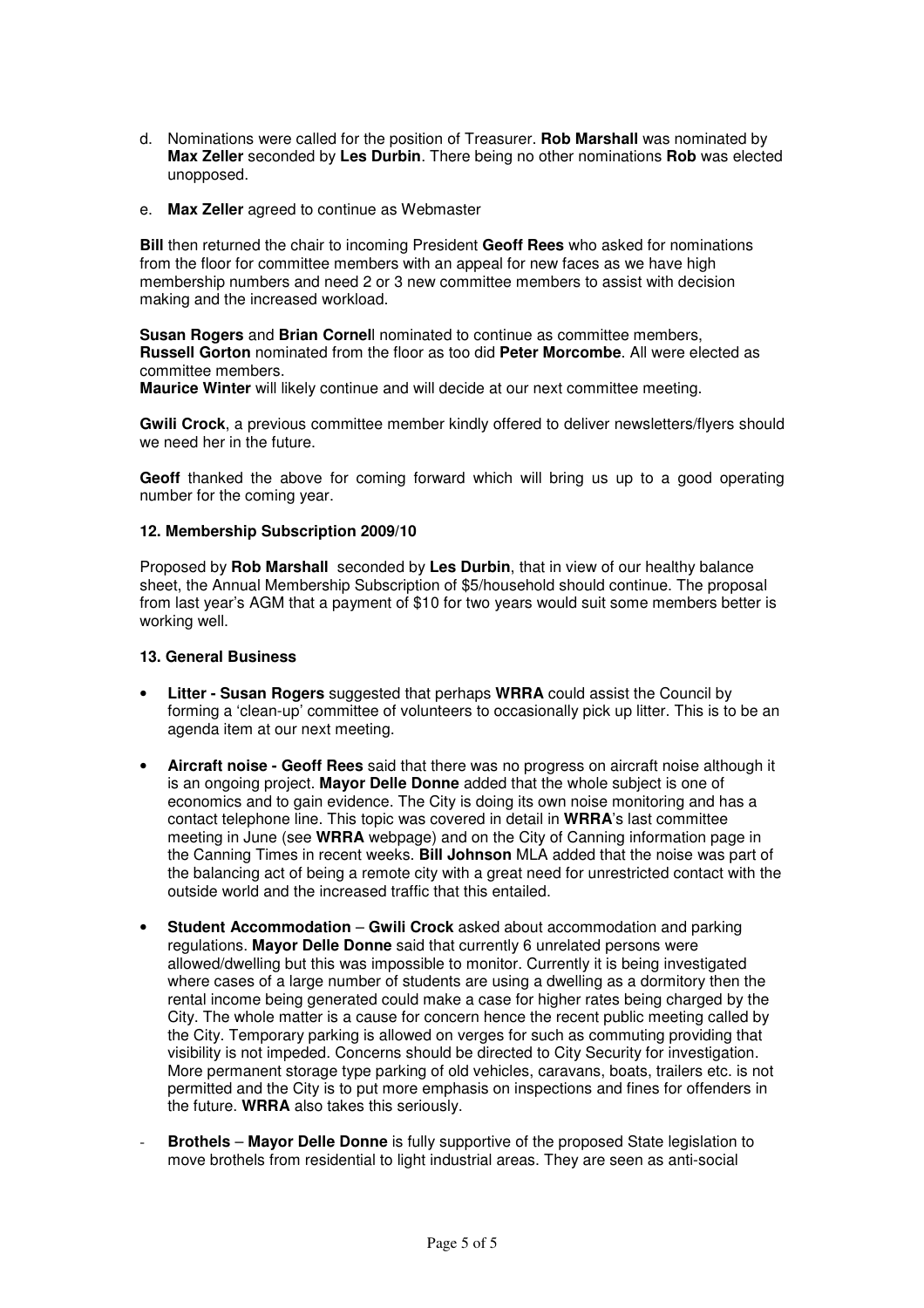d. Nominations were called for the position of Treasurer. **Rob Marshall** was nominated by **Max Zeller** seconded by **Les Durbin**. There being no other nominations **Rob** was elected unopposed.

e. **Max Zeller** agreed to continue as Webmaster

**Bill** then returned the chair to incoming President **Geoff Rees** who asked for nominations from the floor for committee members with an appeal for new faces as we have high membership numbers and need 2 or 3 new committee members to assist with decision making and the increased workload.

**Susan Rogers** and **Brian Cornel**l nominated to continue as committee members, **Russell Gorton** nominated from the floor as too did **Peter Morcombe**. All were elected as committee members.
**Maurice Winter** will likely continue and will decide at our next committee meeting.

**Gwili Crock**, a previous committee member kindly offered to deliver newsletters/flyers should we need her in the future.

**Geoff** thanked the above for coming forward which will bring us up to a good operating number for the coming year.

**12. Membership Subscription 2009/10**

Proposed by **Rob Marshall** seconded by **Les Durbin**, that in view of our healthy balance sheet, the Annual Membership Subscription of $5/household should continue. The proposal from last year's AGM that a payment of $10 for two years would suit some members better is working well.

**13. General Business**

- **Litter - Susan Rogers** suggested that perhaps **WRRA** could assist the Council by forming a 'clean-up' committee of volunteers to occasionally pick up litter. This is to be an agenda item at our next meeting.
- **Aircraft noise - Geoff Rees** said that there was no progress on aircraft noise although it is an ongoing project. **Mayor Delle Donne** added that the whole subject is one of economics and to gain evidence. The City is doing its own noise monitoring and has a contact telephone line. This topic was covered in detail in **WRRA**'s last committee meeting in June (see **WRRA** webpage) and on the City of Canning information page in the Canning Times in recent weeks. **Bill Johnson** MLA added that the noise was part of the balancing act of being a remote city with a great need for unrestricted contact with the outside world and the increased traffic that this entailed.
- **Student Accommodation** – **Gwili Crock** asked about accommodation and parking regulations. **Mayor Delle Donne** said that currently 6 unrelated persons were allowed/dwelling but this was impossible to monitor. Currently it is being investigated where cases of a large number of students are using a dwelling as a dormitory then the rental income being generated could make a case for higher rates being charged by the City. The whole matter is a cause for concern hence the recent public meeting called by the City. Temporary parking is allowed on verges for such as commuting providing that visibility is not impeded. Concerns should be directed to City Security for investigation. More permanent storage type parking of old vehicles, caravans, boats, trailers etc. is not permitted and the City is to put more emphasis on inspections and fines for offenders in the future. **WRRA** also takes this seriously.

- **Brothels** – **Mayor Delle Donne** is fully supportive of the proposed State legislation to move brothels from residential to light industrial areas. They are seen as anti-social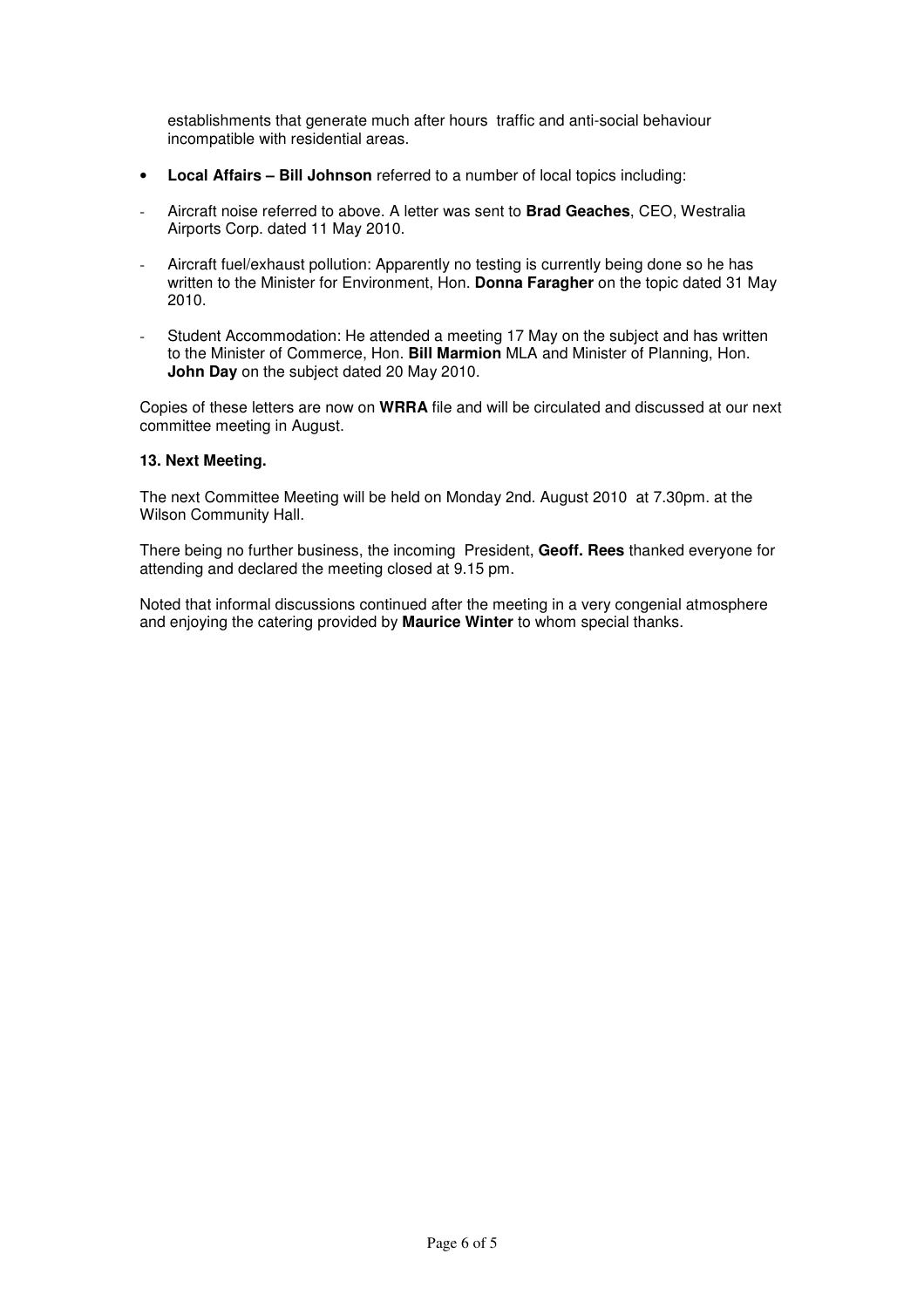establishments that generate much after hours traffic and anti-social behaviour incompatible with residential areas.

- **Local Affairs – Bill Johnson** referred to a number of local topics including:

- Aircraft noise referred to above. A letter was sent to **Brad Geaches**, CEO, Westralia Airports Corp. dated 11 May 2010.
- Aircraft fuel/exhaust pollution: Apparently no testing is currently being done so he has written to the Minister for Environment, Hon. **Donna Faragher** on the topic dated 31 May 2010.
- Student Accommodation: He attended a meeting 17 May on the subject and has written to the Minister of Commerce, Hon. **Bill Marmion** MLA and Minister of Planning, Hon. **John Day** on the subject dated 20 May 2010.

Copies of these letters are now on **WRRA** file and will be circulated and discussed at our next committee meeting in August.

**13. Next Meeting.**

The next Committee Meeting will be held on Monday 2nd. August 2010 at 7.30pm. at the Wilson Community Hall.

There being no further business, the incoming President, **Geoff. Rees** thanked everyone for attending and declared the meeting closed at 9.15 pm.

Noted that informal discussions continued after the meeting in a very congenial atmosphere and enjoying the catering provided by **Maurice Winter** to whom special thanks.